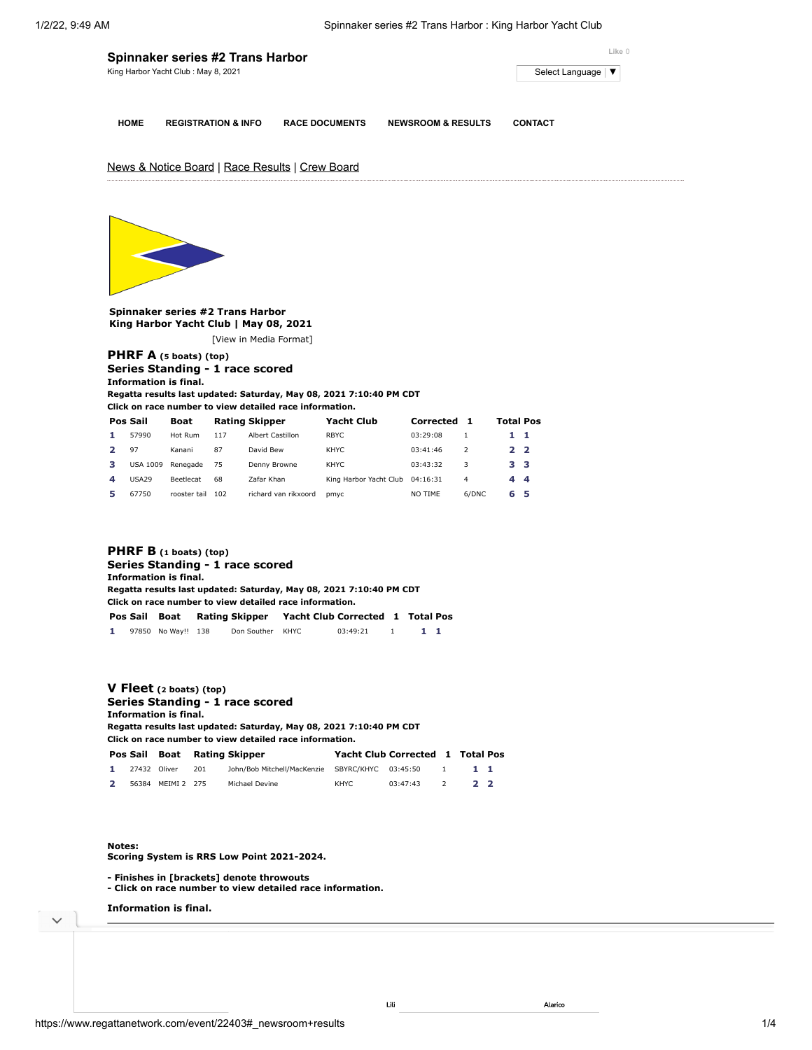# Spinnaker series #2 Trans Harbor

King Harbor Yacht Club : May 8, 2021

Like 0

Select Language ▼

HOME | REGISTRATION & INFO | RACE DOCUMENTS | NEWSROOM & RESULTS | CONTACT

News & Notice Board | Race Results | Crew Board

**Spinnaker series #2 Trans Harbor**
**King Harbor Yacht Club | May 08, 2021**

[View in Media Format]

## PHRF A (5 boats) (top)

### Series Standing - 1 race scored

**Information is final.**
**Regatta results last updated: Saturday, May 08, 2021 7:10:40 PM CDT**
**Click on race number to view detailed race information.**

| Pos | Sail | Boat | Rating | Skipper | Yacht Club | Corrected | 1 | Total | Pos |
|---|---|---|---|---|---|---|---|---|---|
| 1 | 57990 | Hot Rum | 117 | Albert Castillon | RBYC | 03:29:08 | 1 | 1 | 1 |
| 2 | 97 | Kanani | 87 | David Bew | KHYC | 03:41:46 | 2 | 2 | 2 |
| 3 | USA 1009 | Renegade | 75 | Denny Browne | KHYC | 03:43:32 | 3 | 3 | 3 |
| 4 | USA29 | Beetlecat | 68 | Zafar Khan | King Harbor Yacht Club | 04:16:31 | 4 | 4 | 4 |
| 5 | 67750 | rooster tail | 102 | richard van rikxoord | pmyc | NO TIME | 6/DNC | 6 | 5 |

## PHRF B (1 boats) (top)

### Series Standing - 1 race scored

**Information is final.**
**Regatta results last updated: Saturday, May 08, 2021 7:10:40 PM CDT**
**Click on race number to view detailed race information.**

| Pos | Sail | Boat | Rating | Skipper | Yacht Club | Corrected | 1 | Total | Pos |
|---|---|---|---|---|---|---|---|---|---|
| 1 | 97850 | No Way!! | 138 | Don Souther | KHYC | 03:49:21 | 1 | 1 | 1 |

## V Fleet (2 boats) (top)

### Series Standing - 1 race scored

**Information is final.**
**Regatta results last updated: Saturday, May 08, 2021 7:10:40 PM CDT**
**Click on race number to view detailed race information.**

| Pos | Sail | Boat | Rating | Skipper | Yacht Club | Corrected | 1 | Total | Pos |
|---|---|---|---|---|---|---|---|---|---|
| 1 | 27432 | Oliver | 201 | John/Bob Mitchell/MacKenzie | SBYRC/KHYC | 03:45:50 | 1 | 1 | 1 |
| 2 | 56384 | MEIMI 2 | 275 | Michael Devine | KHYC | 03:47:43 | 2 | 2 | 2 |

**Notes:**
**Scoring System is RRS Low Point 2021-2024.**

**- Finishes in [brackets] denote throwouts**
**- Click on race number to view detailed race information.**

**Information is final.**

Lili Alarico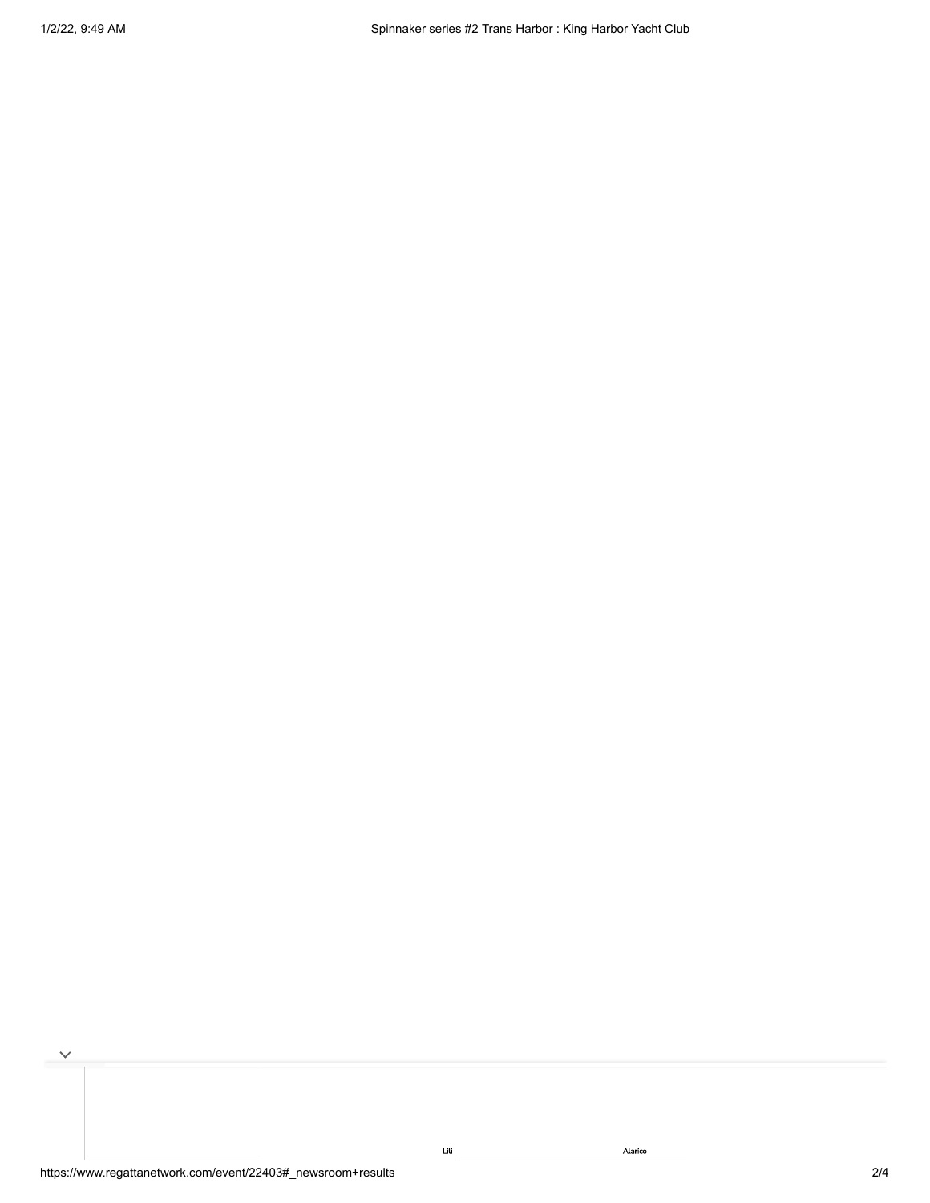Lili

Alarico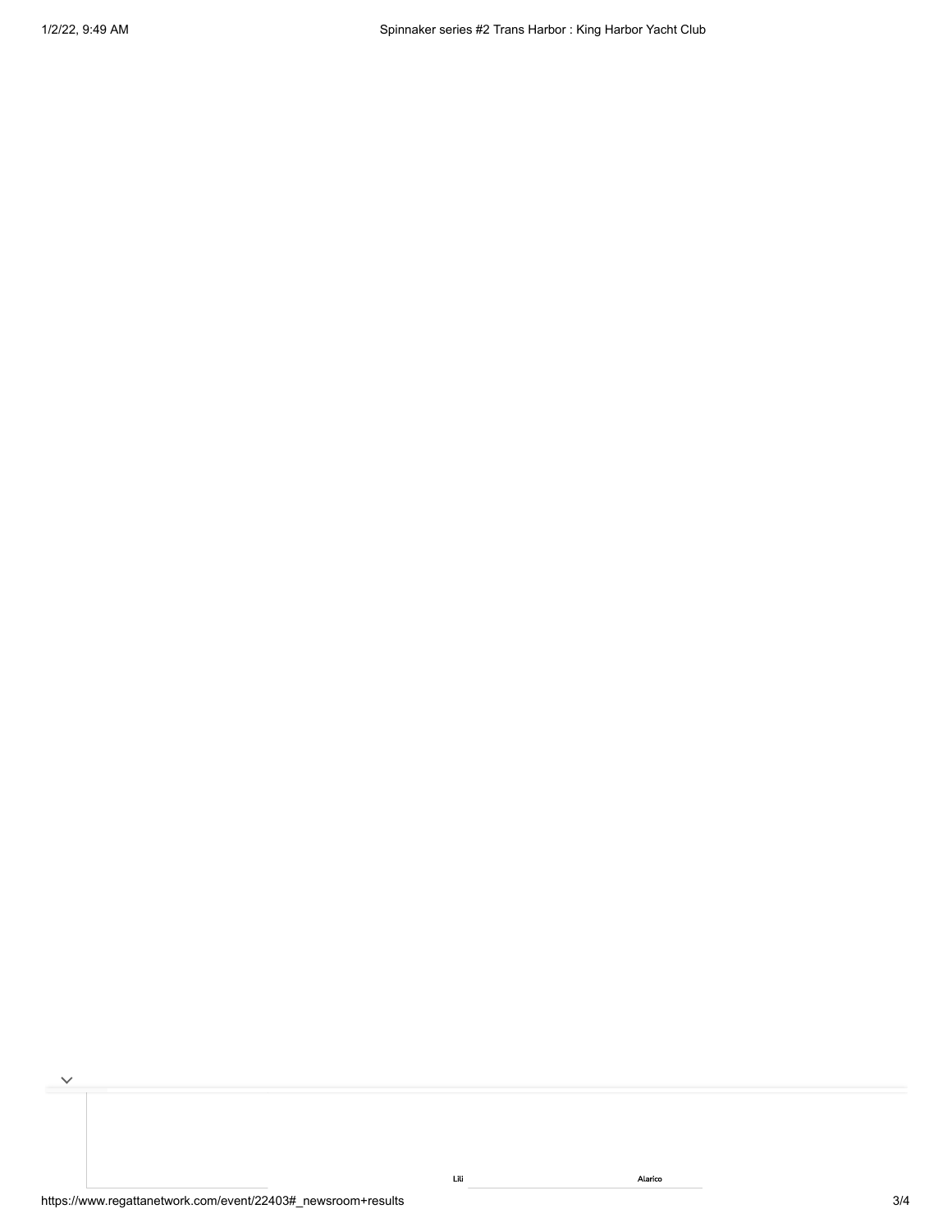Lili

Alarico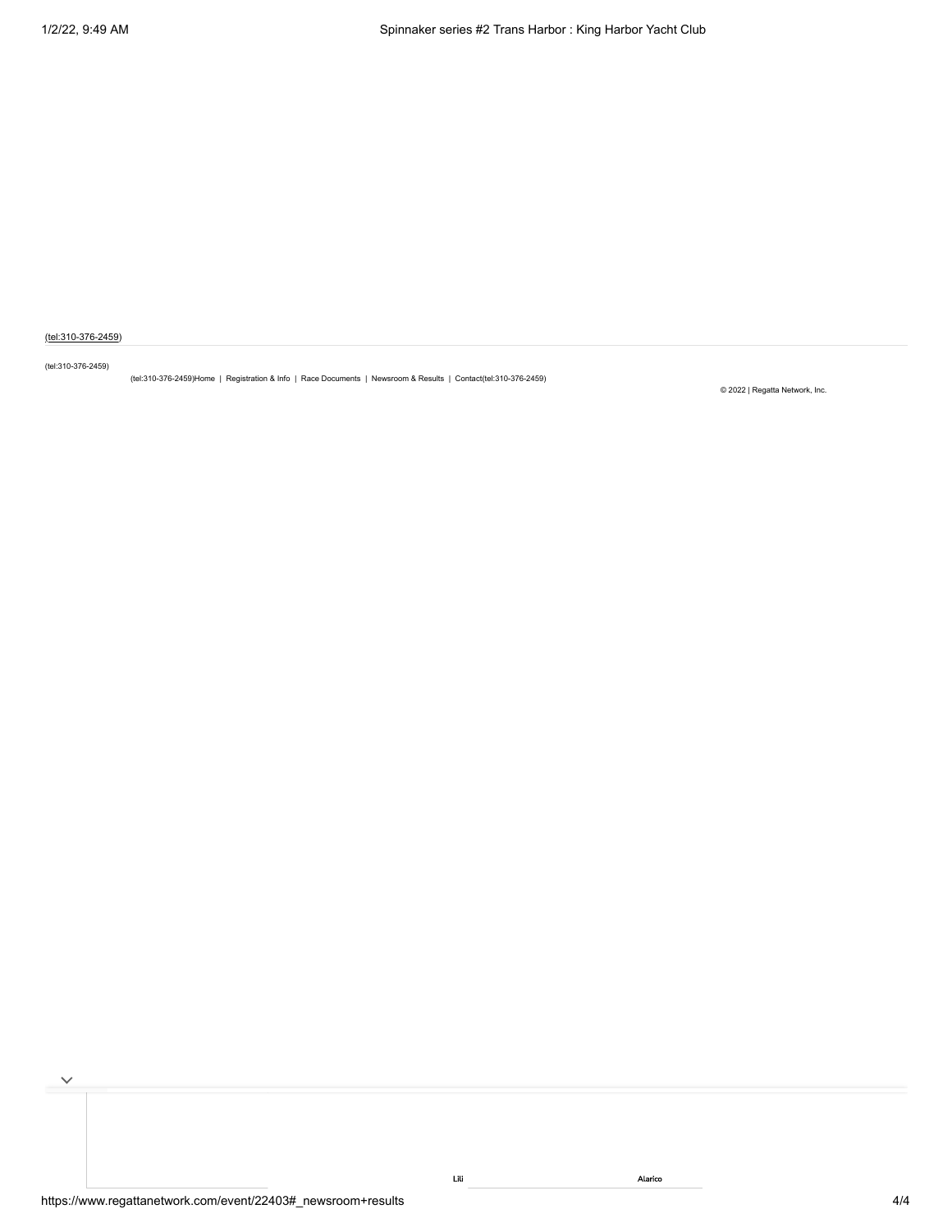(tel:310-376-2459)

(tel:310-376-2459)

(tel:310-376-2459)Home | Registration & Info | Race Documents | Newsroom & Results | Contact(tel:310-376-2459)

© 2022 | Regatta Network, Inc.

Lili

Alarico